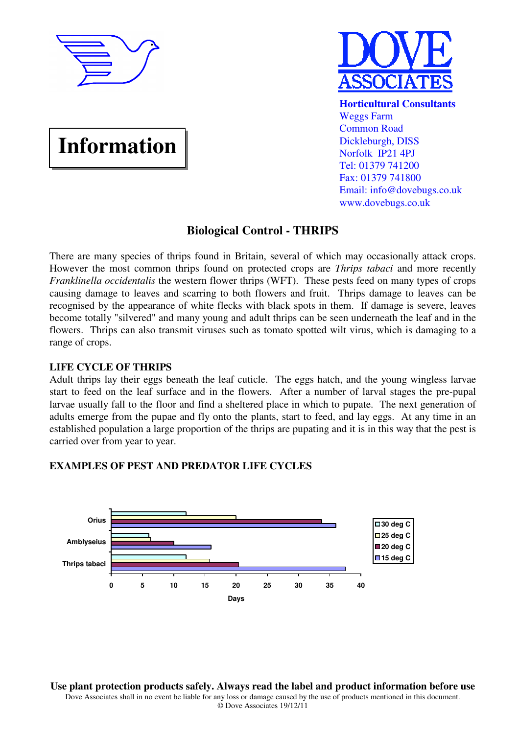# DOVE ASSOCIATES

**Horticultural Consultants**
Weggs Farm
Common Road
Dickleburgh, DISS
Norfolk IP21 4PJ
Tel: 01379 741200
Fax: 01379 741800
Email: info@dovebugs.co.uk
www.dovebugs.co.uk

# Information

## Biological Control - THRIPS

There are many species of thrips found in Britain, several of which may occasionally attack crops. However the most common thrips found on protected crops are *Thrips tabaci* and more recently *Franklinella occidentalis* the western flower thrips (WFT). These pests feed on many types of crops causing damage to leaves and scarring to both flowers and fruit. Thrips damage to leaves can be recognised by the appearance of white flecks with black spots in them. If damage is severe, leaves become totally "silvered" and many young and adult thrips can be seen underneath the leaf and in the flowers. Thrips can also transmit viruses such as tomato spotted wilt virus, which is damaging to a range of crops.

### LIFE CYCLE OF THRIPS

Adult thrips lay their eggs beneath the leaf cuticle. The eggs hatch, and the young wingless larvae start to feed on the leaf surface and in the flowers. After a number of larval stages the pre-pupal larvae usually fall to the floor and find a sheltered place in which to pupate. The next generation of adults emerge from the pupae and fly onto the plants, start to feed, and lay eggs. At any time in an established population a large proportion of the thrips are pupating and it is in this way that the pest is carried over from year to year.

### EXAMPLES OF PEST AND PREDATOR LIFE CYCLES

| | 30 deg C | 25 deg C | 20 deg C | 15 deg C |
|---|---|---|---|---|
| Orius | 12 | 20 | 33.7 | 36 |
| Amblyseius | 6 | 6.3 | 10 | 16 |
| Thrips tabaci | 12 | 15.7 | 20.4 | 37.5 |

Days

**Use plant protection products safely. Always read the label and product information before use**

Dove Associates shall in no event be liable for any loss or damage caused by the use of products mentioned in this document.
© Dove Associates 19/12/11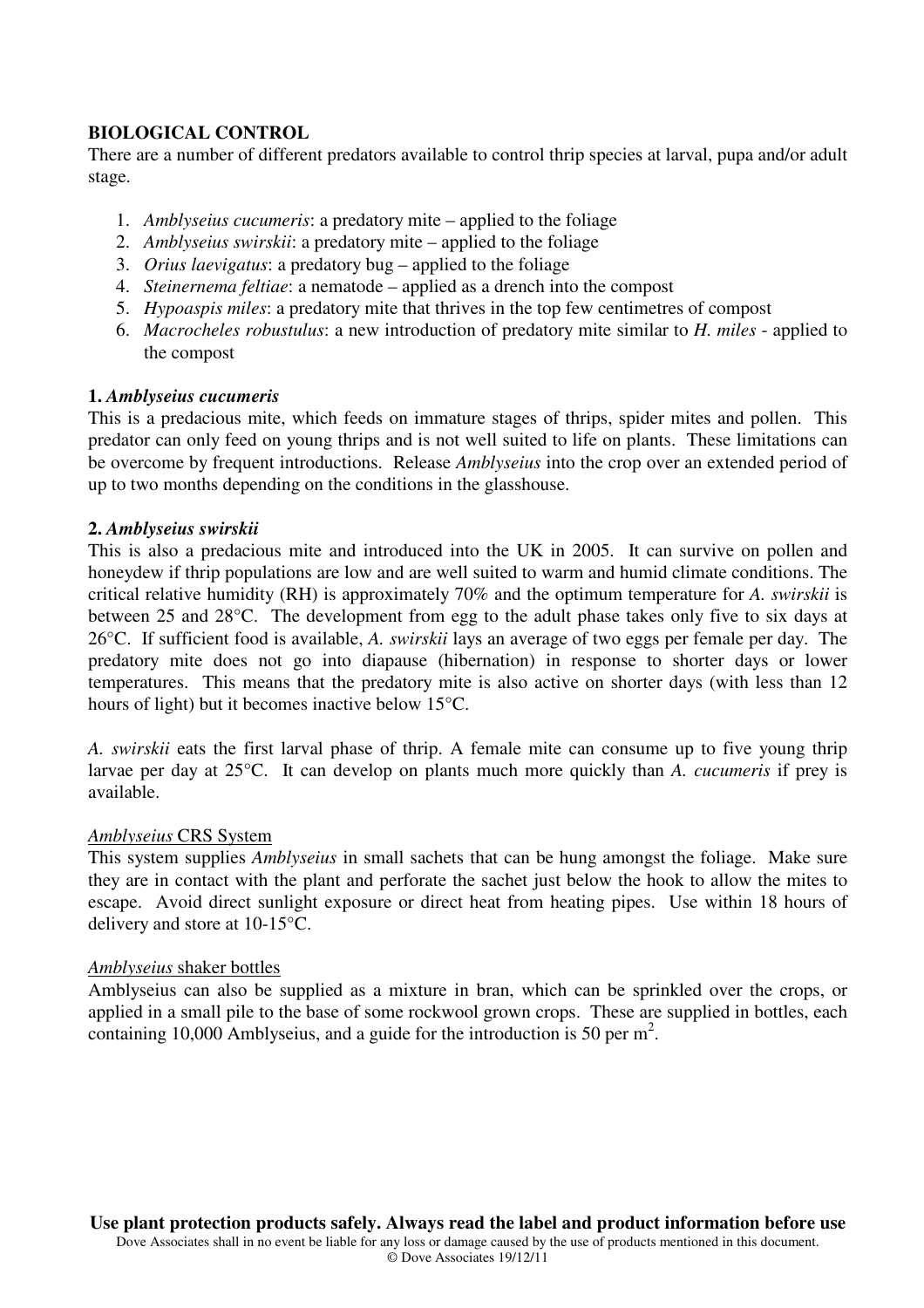**BIOLOGICAL CONTROL**

There are a number of different predators available to control thrip species at larval, pupa and/or adult stage.

1. *Amblyseius cucumeris*: a predatory mite – applied to the foliage
2. *Amblyseius swirskii*: a predatory mite – applied to the foliage
3. *Orius laevigatus*: a predatory bug – applied to the foliage
4. *Steinernema feltiae*: a nematode – applied as a drench into the compost
5. *Hypoaspis miles*: a predatory mite that thrives in the top few centimetres of compost
6. *Macrocheles robustulus*: a new introduction of predatory mite similar to *H. miles* - applied to the compost

**1.** ***Amblyseius cucumeris***

This is a predacious mite, which feeds on immature stages of thrips, spider mites and pollen. This predator can only feed on young thrips and is not well suited to life on plants. These limitations can be overcome by frequent introductions. Release *Amblyseius* into the crop over an extended period of up to two months depending on the conditions in the glasshouse.

**2.** ***Amblyseius swirskii***

This is also a predacious mite and introduced into the UK in 2005. It can survive on pollen and honeydew if thrip populations are low and are well suited to warm and humid climate conditions. The critical relative humidity (RH) is approximately 70% and the optimum temperature for *A. swirskii* is between 25 and 28°C. The development from egg to the adult phase takes only five to six days at 26°C. If sufficient food is available, *A. swirskii* lays an average of two eggs per female per day. The predatory mite does not go into diapause (hibernation) in response to shorter days or lower temperatures. This means that the predatory mite is also active on shorter days (with less than 12 hours of light) but it becomes inactive below 15°C.

*A. swirskii* eats the first larval phase of thrip. A female mite can consume up to five young thrip larvae per day at 25°C. It can develop on plants much more quickly than *A. cucumeris* if prey is available.

*Amblyseius* CRS System

This system supplies *Amblyseius* in small sachets that can be hung amongst the foliage. Make sure they are in contact with the plant and perforate the sachet just below the hook to allow the mites to escape. Avoid direct sunlight exposure or direct heat from heating pipes. Use within 18 hours of delivery and store at 10-15°C.

*Amblyseius* shaker bottles

Amblyseius can also be supplied as a mixture in bran, which can be sprinkled over the crops, or applied in a small pile to the base of some rockwool grown crops. These are supplied in bottles, each containing 10,000 Amblyseius, and a guide for the introduction is 50 per $m^2$.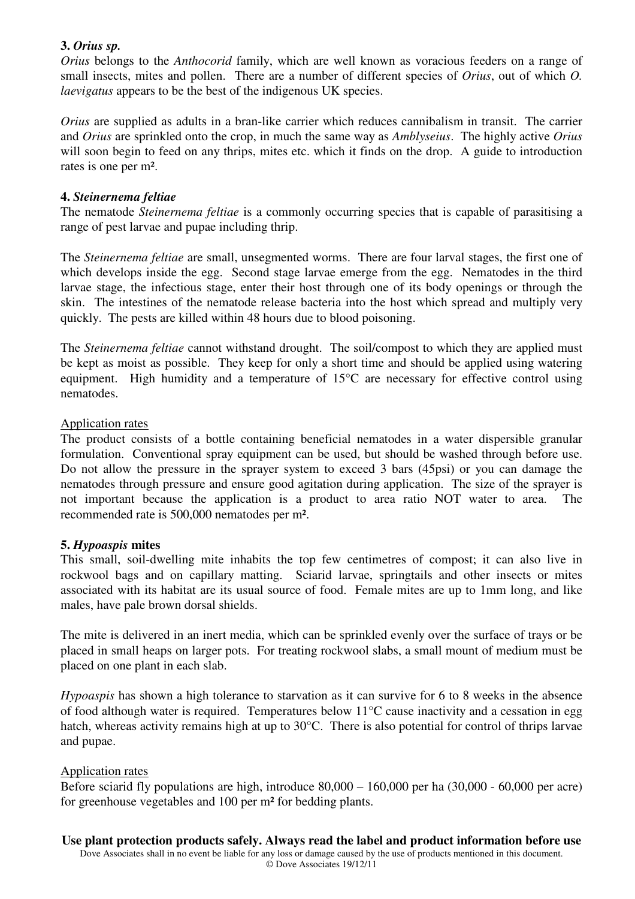**3.** ***Orius sp.***

*Orius* belongs to the *Anthocorid* family, which are well known as voracious feeders on a range of small insects, mites and pollen. There are a number of different species of *Orius*, out of which *O. laevigatus* appears to be the best of the indigenous UK species.

*Orius* are supplied as adults in a bran-like carrier which reduces cannibalism in transit. The carrier and *Orius* are sprinkled onto the crop, in much the same way as *Amblyseius*. The highly active *Orius* will soon begin to feed on any thrips, mites etc. which it finds on the drop. A guide to introduction rates is one per m².

**4.** ***Steinernema feltiae***

The nematode *Steinernema feltiae* is a commonly occurring species that is capable of parasitising a range of pest larvae and pupae including thrip.

The *Steinernema feltiae* are small, unsegmented worms. There are four larval stages, the first one of which develops inside the egg. Second stage larvae emerge from the egg. Nematodes in the third larvae stage, the infectious stage, enter their host through one of its body openings or through the skin. The intestines of the nematode release bacteria into the host which spread and multiply very quickly. The pests are killed within 48 hours due to blood poisoning.

The *Steinernema feltiae* cannot withstand drought. The soil/compost to which they are applied must be kept as moist as possible. They keep for only a short time and should be applied using watering equipment. High humidity and a temperature of 15°C are necessary for effective control using nematodes.

Application rates

The product consists of a bottle containing beneficial nematodes in a water dispersible granular formulation. Conventional spray equipment can be used, but should be washed through before use. Do not allow the pressure in the sprayer system to exceed 3 bars (45psi) or you can damage the nematodes through pressure and ensure good agitation during application. The size of the sprayer is not important because the application is a product to area ratio NOT water to area. The recommended rate is 500,000 nematodes per m².

**5.** ***Hypoaspis*** **mites**

This small, soil-dwelling mite inhabits the top few centimetres of compost; it can also live in rockwool bags and on capillary matting. Sciarid larvae, springtails and other insects or mites associated with its habitat are its usual source of food. Female mites are up to 1mm long, and like males, have pale brown dorsal shields.

The mite is delivered in an inert media, which can be sprinkled evenly over the surface of trays or be placed in small heaps on larger pots. For treating rockwool slabs, a small mount of medium must be placed on one plant in each slab.

*Hypoaspis* has shown a high tolerance to starvation as it can survive for 6 to 8 weeks in the absence of food although water is required. Temperatures below 11°C cause inactivity and a cessation in egg hatch, whereas activity remains high at up to 30°C. There is also potential for control of thrips larvae and pupae.

Application rates

Before sciarid fly populations are high, introduce 80,000 – 160,000 per ha (30,000 - 60,000 per acre) for greenhouse vegetables and 100 per m² for bedding plants.

**Use plant protection products safely. Always read the label and product information before use**

Dove Associates shall in no event be liable for any loss or damage caused by the use of products mentioned in this document.

© Dove Associates 19/12/11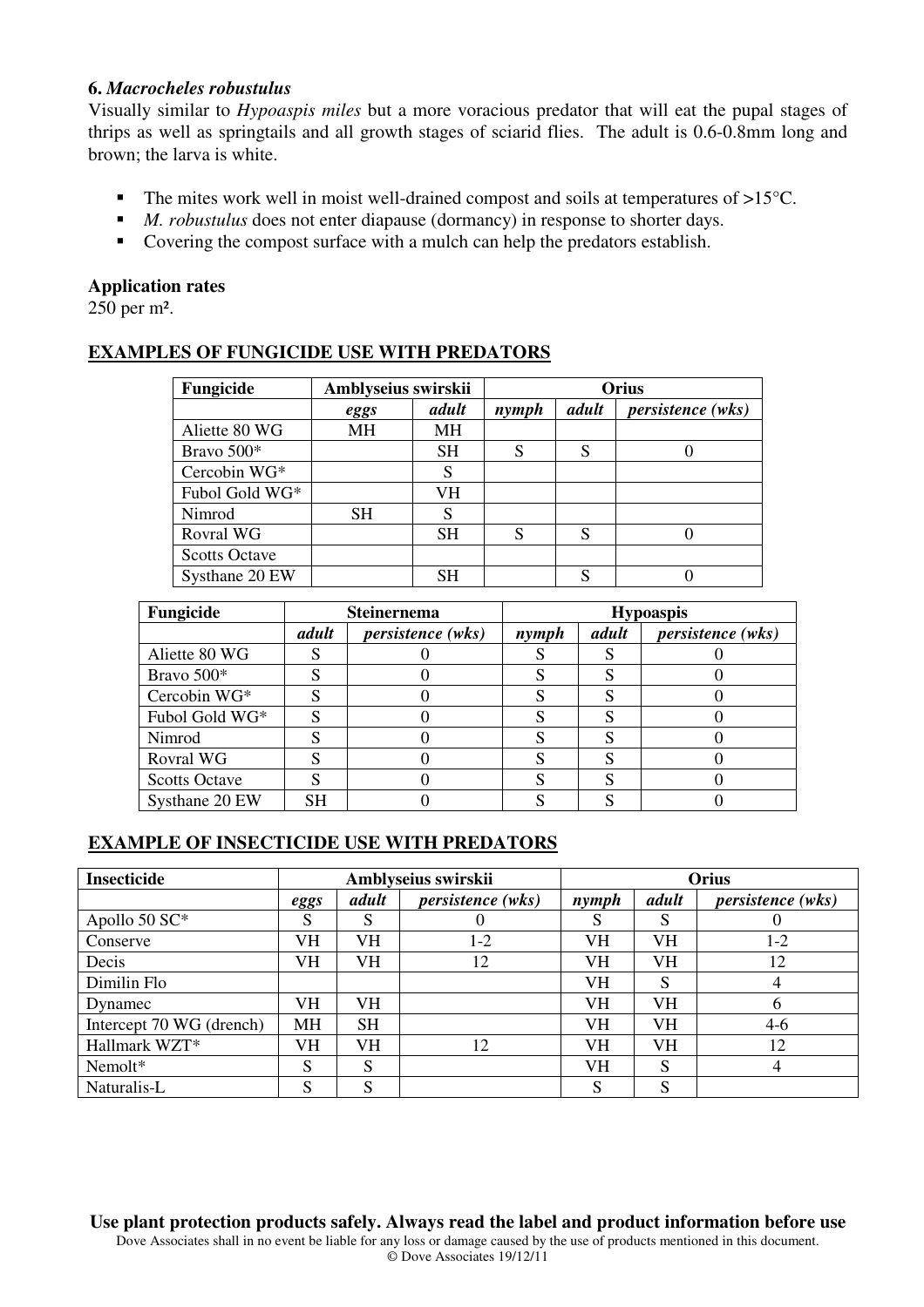**6.** ***Macrocheles robustulus***

Visually similar to *Hypoaspis miles* but a more voracious predator that will eat the pupal stages of thrips as well as springtails and all growth stages of sciarid flies. The adult is 0.6-0.8mm long and brown; the larva is white.

- The mites work well in moist well-drained compost and soils at temperatures of >15°C.
- *M. robustulus* does not enter diapause (dormancy) in response to shorter days.
- Covering the compost surface with a mulch can help the predators establish.

**Application rates**

250 per m².

**EXAMPLES OF FUNGICIDE USE WITH PREDATORS**

| Fungicide | Amblyseius swirskii | | Orius | | |
|---|---|---|---|---|---|
| | *eggs* | *adult* | *nymph* | *adult* | *persistence (wks)* |
| Aliette 80 WG | MH | MH | | | |
| Bravo 500* | | SH | S | S | 0 |
| Cercobin WG* | | S | | | |
| Fubol Gold WG* | | VH | | | |
| Nimrod | SH | S | | | |
| Rovral WG | | SH | S | S | 0 |
| Scotts Octave | | | | | |
| Systhane 20 EW | | SH | | S | 0 |

| Fungicide | Steinernema | | Hypoaspis | | |
|---|---|---|---|---|---|
| | *adult* | *persistence (wks)* | *nymph* | *adult* | *persistence (wks)* |
| Aliette 80 WG | S | 0 | S | S | 0 |
| Bravo 500* | S | 0 | S | S | 0 |
| Cercobin WG* | S | 0 | S | S | 0 |
| Fubol Gold WG* | S | 0 | S | S | 0 |
| Nimrod | S | 0 | S | S | 0 |
| Rovral WG | S | 0 | S | S | 0 |
| Scotts Octave | S | 0 | S | S | 0 |
| Systhane 20 EW | SH | 0 | S | S | 0 |

**EXAMPLE OF INSECTICIDE USE WITH PREDATORS**

| Insecticide | Amblyseius swirskii | | | Orius | | |
|---|---|---|---|---|---|---|
| | *eggs* | *adult* | *persistence (wks)* | *nymph* | *adult* | *persistence (wks)* |
| Apollo 50 SC* | S | S | 0 | S | S | 0 |
| Conserve | VH | VH | 1-2 | VH | VH | 1-2 |
| Decis | VH | VH | 12 | VH | VH | 12 |
| Dimilin Flo | | | | VH | S | 4 |
| Dynamec | VH | VH | | VH | VH | 6 |
| Intercept 70 WG (drench) | MH | SH | | VH | VH | 4-6 |
| Hallmark WZT* | VH | VH | 12 | VH | VH | 12 |
| Nemolt* | S | S | | VH | S | 4 |
| Naturalis-L | S | S | | S | S | |

**Use plant protection products safely. Always read the label and product information before use**

Dove Associates shall in no event be liable for any loss or damage caused by the use of products mentioned in this document.
© Dove Associates 19/12/11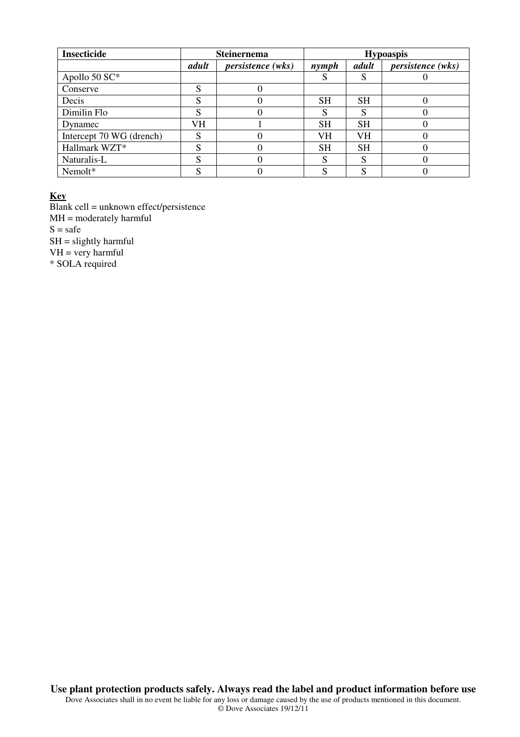| Insecticide | Steinernema | | Hypoaspis | | |
|---|---|---|---|---|---|
| | *adult* | *persistence (wks)* | *nymph* | *adult* | *persistence (wks)* |
| Apollo 50 SC* | | | S | S | 0 |
| Conserve | S | 0 | | | |
| Decis | S | 0 | SH | SH | 0 |
| Dimilin Flo | S | 0 | S | S | 0 |
| Dynamec | VH | 1 | SH | SH | 0 |
| Intercept 70 WG (drench) | S | 0 | VH | VH | 0 |
| Hallmark WZT* | S | 0 | SH | SH | 0 |
| Naturalis-L | S | 0 | S | S | 0 |
| Nemolt* | S | 0 | S | S | 0 |

**Key**

Blank cell = unknown effect/persistence
MH = moderately harmful
S = safe
SH = slightly harmful
VH = very harmful
* SOLA required

**Use plant protection products safely. Always read the label and product information before use**

Dove Associates shall in no event be liable for any loss or damage caused by the use of products mentioned in this document.
© Dove Associates 19/12/11